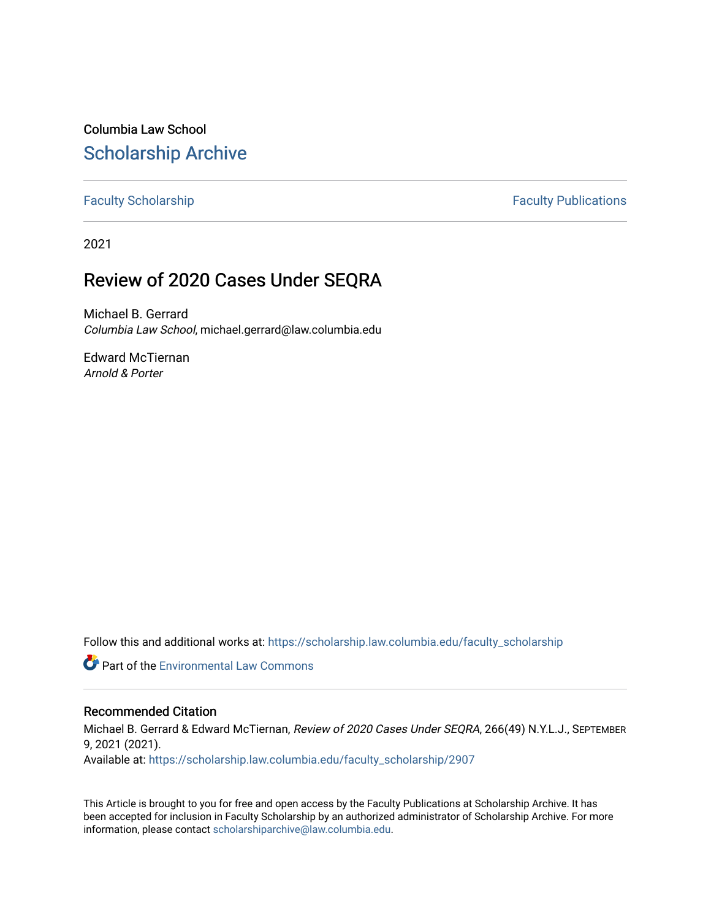Columbia Law School

# Scholarship Archive

Faculty Scholarship

Faculty Publications

2021

## Review of 2020 Cases Under SEQRA

Michael B. Gerrard
*Columbia Law School*, michael.gerrard@law.columbia.edu

Edward McTiernan
*Arnold & Porter*

Follow this and additional works at: https://scholarship.law.columbia.edu/faculty_scholarship

Part of the Environmental Law Commons

### Recommended Citation

Michael B. Gerrard & Edward McTiernan, *Review of 2020 Cases Under SEQRA*, 266(49) N.Y.L.J., September 9, 2021 (2021).
Available at: https://scholarship.law.columbia.edu/faculty_scholarship/2907

This Article is brought to you for free and open access by the Faculty Publications at Scholarship Archive. It has been accepted for inclusion in Faculty Scholarship by an authorized administrator of Scholarship Archive. For more information, please contact scholarshiparchive@law.columbia.edu.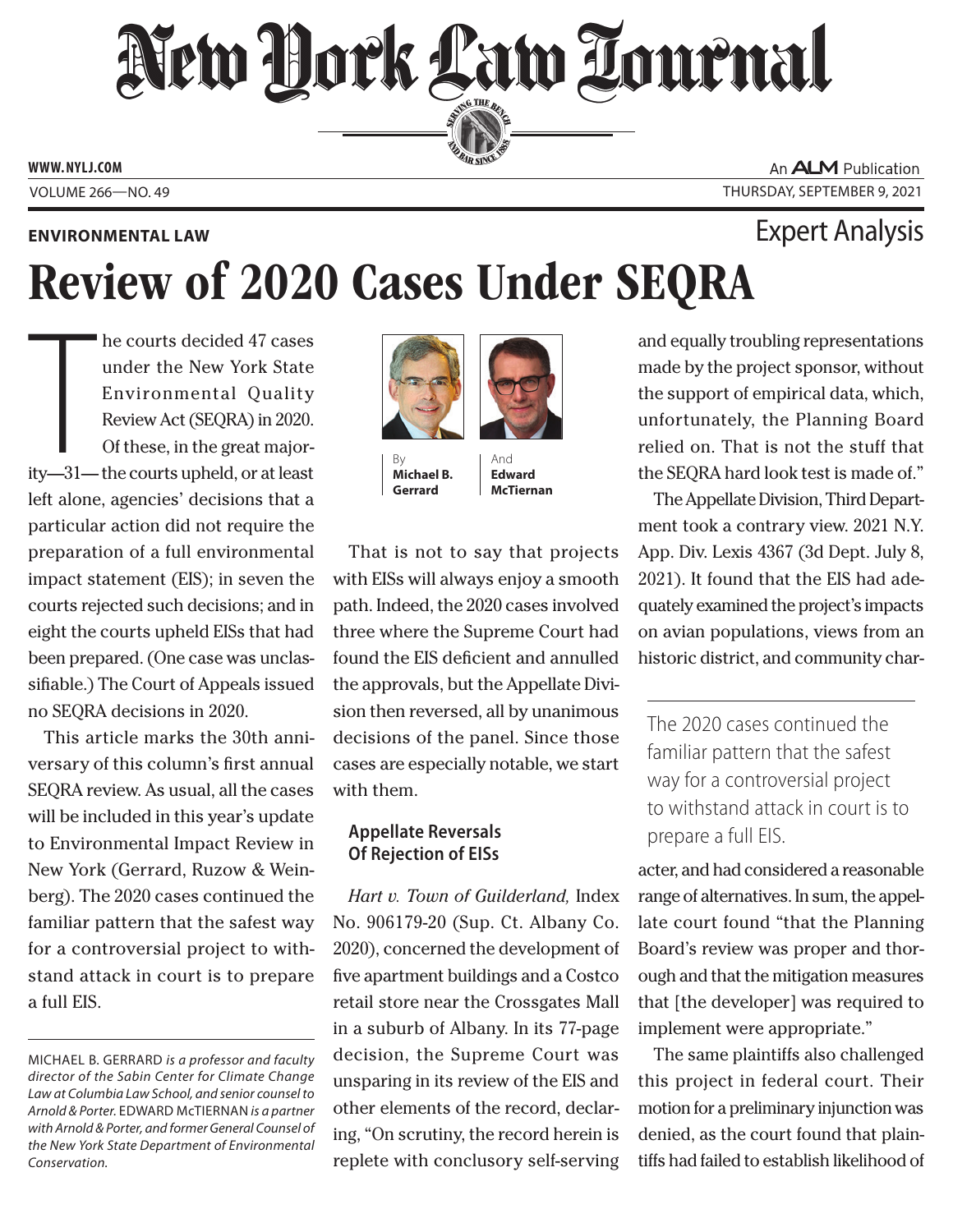ENVIRONMENTAL LAW

Expert Analysis

# Review of 2020 Cases Under SEQRA

By **Michael B. Gerrard** And **Edward McTiernan**

The courts decided 47 cases under the New York State Environmental Quality Review Act (SEQRA) in 2020. Of these, in the great majority—31— the courts upheld, or at least left alone, agencies' decisions that a particular action did not require the preparation of a full environmental impact statement (EIS); in seven the courts rejected such decisions; and in eight the courts upheld EISs that had been prepared. (One case was unclassifiable.) The Court of Appeals issued no SEQRA decisions in 2020.

This article marks the 30th anniversary of this column's first annual SEQRA review. As usual, all the cases will be included in this year's update to Environmental Impact Review in New York (Gerrard, Ruzow & Weinberg). The 2020 cases continued the familiar pattern that the safest way for a controversial project to withstand attack in court is to prepare a full EIS.

That is not to say that projects with EISs will always enjoy a smooth path. Indeed, the 2020 cases involved three where the Supreme Court had found the EIS deficient and annulled the approvals, but the Appellate Division then reversed, all by unanimous decisions of the panel. Since those cases are especially notable, we start with them.

## Appellate Reversals Of Rejection of EISs

*Hart v. Town of Guilderland,* Index No. 906179-20 (Sup. Ct. Albany Co. 2020), concerned the development of five apartment buildings and a Costco retail store near the Crossgates Mall in a suburb of Albany. In its 77-page decision, the Supreme Court was unsparing in its review of the EIS and other elements of the record, declaring, "On scrutiny, the record herein is replete with conclusory self-serving and equally troubling representations made by the project sponsor, without the support of empirical data, which, unfortunately, the Planning Board relied on. That is not the stuff that the SEQRA hard look test is made of."

The Appellate Division, Third Department took a contrary view. 2021 N.Y. App. Div. Lexis 4367 (3d Dept. July 8, 2021). It found that the EIS had adequately examined the project's impacts on avian populations, views from an historic district, and community character, and had considered a reasonable range of alternatives. In sum, the appellate court found "that the Planning Board's review was proper and thorough and that the mitigation measures that [the developer] was required to implement were appropriate."

The 2020 cases continued the familiar pattern that the safest way for a controversial project to withstand attack in court is to prepare a full EIS.

The same plaintiffs also challenged this project in federal court. Their motion for a preliminary injunction was denied, as the court found that plaintiffs had failed to establish likelihood of

---

MICHAEL B. GERRARD *is a professor and faculty director of the Sabin Center for Climate Change Law at Columbia Law School, and senior counsel to Arnold & Porter.* EDWARD McTIERNAN *is a partner with Arnold & Porter, and former General Counsel of the New York State Department of Environmental Conservation.*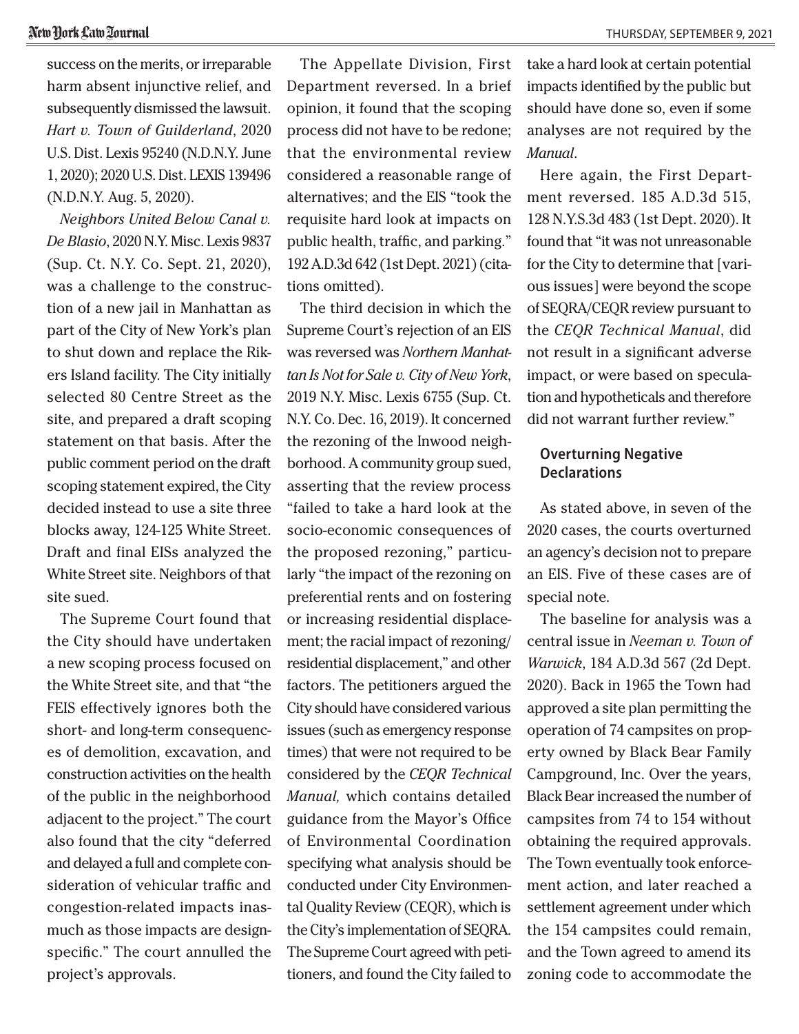success on the merits, or irreparable harm absent injunctive relief, and subsequently dismissed the lawsuit. *Hart v. Town of Guilderland*, 2020 U.S. Dist. Lexis 95240 (N.D.N.Y. June 1, 2020); 2020 U.S. Dist. LEXIS 139496 (N.D.N.Y. Aug. 5, 2020).

*Neighbors United Below Canal v. De Blasio*, 2020 N.Y. Misc. Lexis 9837 (Sup. Ct. N.Y. Co. Sept. 21, 2020), was a challenge to the construction of a new jail in Manhattan as part of the City of New York's plan to shut down and replace the Rikers Island facility. The City initially selected 80 Centre Street as the site, and prepared a draft scoping statement on that basis. After the public comment period on the draft scoping statement expired, the City decided instead to use a site three blocks away, 124-125 White Street. Draft and final EISs analyzed the White Street site. Neighbors of that site sued.

The Supreme Court found that the City should have undertaken a new scoping process focused on the White Street site, and that "the FEIS effectively ignores both the short- and long-term consequences of demolition, excavation, and construction activities on the health of the public in the neighborhood adjacent to the project." The court also found that the city "deferred and delayed a full and complete consideration of vehicular traffic and congestion-related impacts inasmuch as those impacts are design-specific." The court annulled the project's approvals.

The Appellate Division, First Department reversed. In a brief opinion, it found that the scoping process did not have to be redone; that the environmental review considered a reasonable range of alternatives; and the EIS "took the requisite hard look at impacts on public health, traffic, and parking." 192 A.D.3d 642 (1st Dept. 2021) (citations omitted).

The third decision in which the Supreme Court's rejection of an EIS was reversed was *Northern Manhattan Is Not for Sale v. City of New York*, 2019 N.Y. Misc. Lexis 6755 (Sup. Ct. N.Y. Co. Dec. 16, 2019). It concerned the rezoning of the Inwood neighborhood. A community group sued, asserting that the review process "failed to take a hard look at the socio-economic consequences of the proposed rezoning," particularly "the impact of the rezoning on preferential rents and on fostering or increasing residential displacement; the racial impact of rezoning/residential displacement," and other factors. The petitioners argued the City should have considered various issues (such as emergency response times) that were not required to be considered by the *CEQR Technical Manual,* which contains detailed guidance from the Mayor's Office of Environmental Coordination specifying what analysis should be conducted under City Environmental Quality Review (CEQR), which is the City's implementation of SEQRA. The Supreme Court agreed with petitioners, and found the City failed to take a hard look at certain potential impacts identified by the public but should have done so, even if some analyses are not required by the *Manual*.

Here again, the First Department reversed. 185 A.D.3d 515, 128 N.Y.S.3d 483 (1st Dept. 2020). It found that "it was not unreasonable for the City to determine that [various issues] were beyond the scope of SEQRA/CEQR review pursuant to the *CEQR Technical Manual*, did not result in a significant adverse impact, or were based on speculation and hypotheticals and therefore did not warrant further review."

## Overturning Negative Declarations

As stated above, in seven of the 2020 cases, the courts overturned an agency's decision not to prepare an EIS. Five of these cases are of special note.

The baseline for analysis was a central issue in *Neeman v. Town of Warwick*, 184 A.D.3d 567 (2d Dept. 2020). Back in 1965 the Town had approved a site plan permitting the operation of 74 campsites on property owned by Black Bear Family Campground, Inc. Over the years, Black Bear increased the number of campsites from 74 to 154 without obtaining the required approvals. The Town eventually took enforcement action, and later reached a settlement agreement under which the 154 campsites could remain, and the Town agreed to amend its zoning code to accommodate the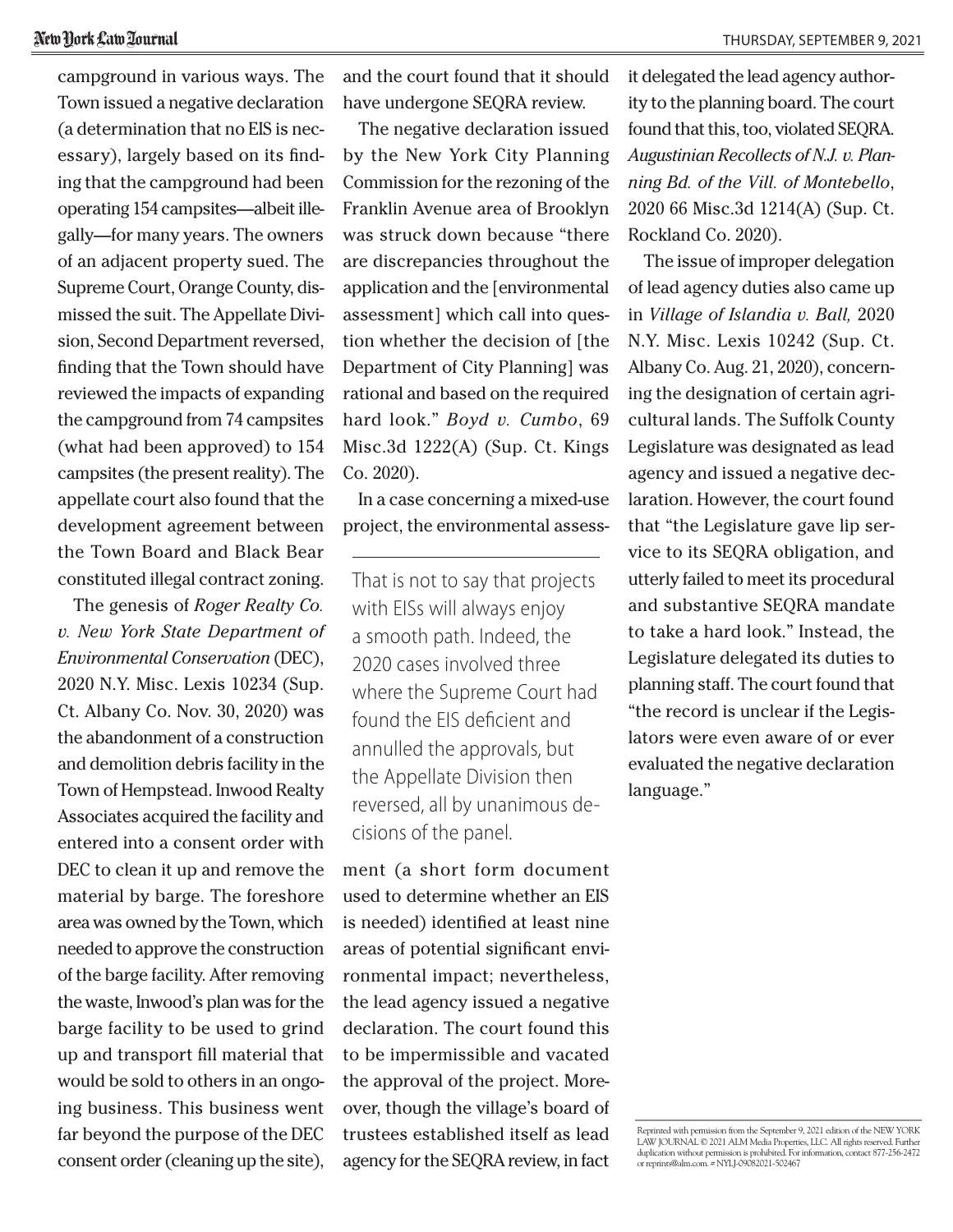campground in various ways. The Town issued a negative declaration (a determination that no EIS is necessary), largely based on its finding that the campground had been operating 154 campsites—albeit illegally—for many years. The owners of an adjacent property sued. The Supreme Court, Orange County, dismissed the suit. The Appellate Division, Second Department reversed, finding that the Town should have reviewed the impacts of expanding the campground from 74 campsites (what had been approved) to 154 campsites (the present reality). The appellate court also found that the development agreement between the Town Board and Black Bear constituted illegal contract zoning.

The genesis of *Roger Realty Co. v. New York State Department of Environmental Conservation* (DEC), 2020 N.Y. Misc. Lexis 10234 (Sup. Ct. Albany Co. Nov. 30, 2020) was the abandonment of a construction and demolition debris facility in the Town of Hempstead. Inwood Realty Associates acquired the facility and entered into a consent order with DEC to clean it up and remove the material by barge. The foreshore area was owned by the Town, which needed to approve the construction of the barge facility. After removing the waste, Inwood's plan was for the barge facility to be used to grind up and transport fill material that would be sold to others in an ongoing business. This business went far beyond the purpose of the DEC consent order (cleaning up the site), and the court found that it should have undergone SEQRA review.

The negative declaration issued by the New York City Planning Commission for the rezoning of the Franklin Avenue area of Brooklyn was struck down because "there are discrepancies throughout the application and the [environmental assessment] which call into question whether the decision of [the Department of City Planning] was rational and based on the required hard look." *Boyd v. Cumbo*, 69 Misc.3d 1222(A) (Sup. Ct. Kings Co. 2020).

In a case concerning a mixed-use project, the environmental assessment (a short form document used to determine whether an EIS is needed) identified at least nine areas of potential significant environmental impact; nevertheless, the lead agency issued a negative declaration. The court found this to be impermissible and vacated the approval of the project. Moreover, though the village's board of trustees established itself as lead agency for the SEQRA review, in fact it delegated the lead agency authority to the planning board. The court found that this, too, violated SEQRA. *Augustinian Recollects of N.J. v. Planning Bd. of the Vill. of Montebello*, 2020 66 Misc.3d 1214(A) (Sup. Ct. Rockland Co. 2020).

> That is not to say that projects with EISs will always enjoy a smooth path. Indeed, the 2020 cases involved three where the Supreme Court had found the EIS deficient and annulled the approvals, but the Appellate Division then reversed, all by unanimous decisions of the panel.

The issue of improper delegation of lead agency duties also came up in *Village of Islandia v. Ball,* 2020 N.Y. Misc. Lexis 10242 (Sup. Ct. Albany Co. Aug. 21, 2020), concerning the designation of certain agricultural lands. The Suffolk County Legislature was designated as lead agency and issued a negative declaration. However, the court found that "the Legislature gave lip service to its SEQRA obligation, and utterly failed to meet its procedural and substantive SEQRA mandate to take a hard look." Instead, the Legislature delegated its duties to planning staff. The court found that "the record is unclear if the Legislators were even aware of or ever evaluated the negative declaration language."

Reprinted with permission from the September 9, 2021 edition of the NEW YORK LAW JOURNAL © 2021 ALM Media Properties, LLC. All rights reserved. Further duplication without permission is prohibited. For information, contact 877-256-2472 or reprints@alm.com. # NYLJ-09082021-502467